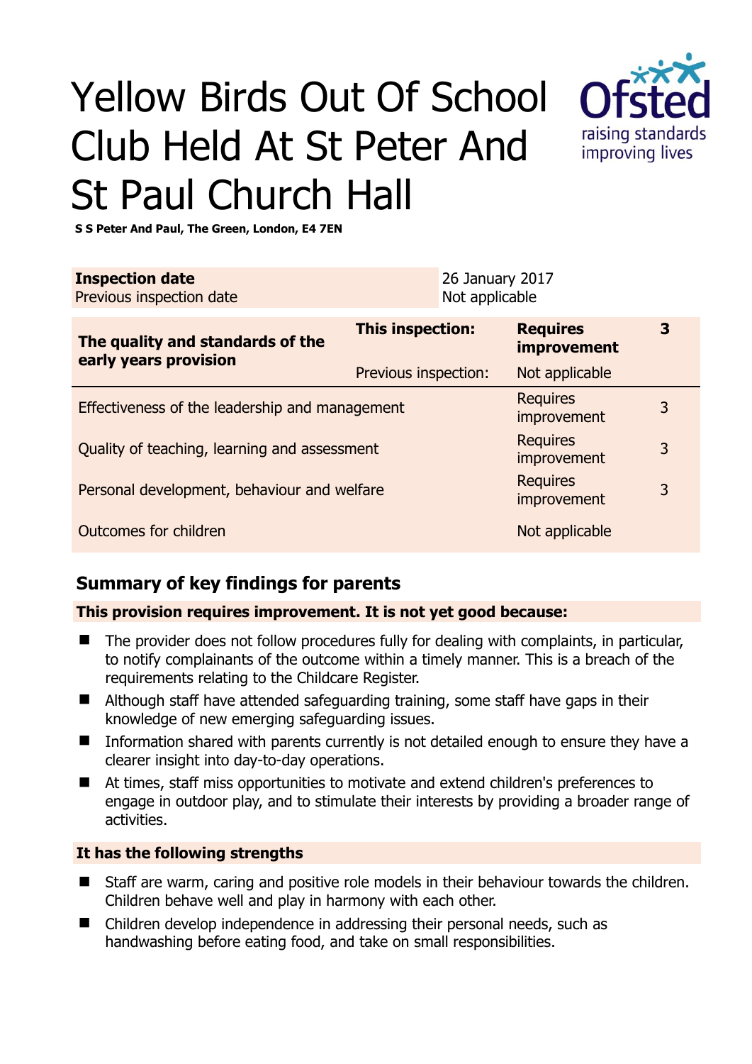# Yellow Birds Out Of School Club Held At St Peter And St Paul Church Hall

**S S Peter And Paul, The Green, London, E4 7EN**

| | |
|---|---|
| **Inspection date** | 26 January 2017 |
| Previous inspection date | Not applicable |

| | | | |
|---|---|---|---|
| **The quality and standards of the early years provision** | **This inspection:** | **Requires improvement** | **3** |
| | Previous inspection: | Not applicable | |
| Effectiveness of the leadership and management | | Requires improvement | 3 |
| Quality of teaching, learning and assessment | | Requires improvement | 3 |
| Personal development, behaviour and welfare | | Requires improvement | 3 |
| Outcomes for children | | Not applicable | |

## Summary of key findings for parents

**This provision requires improvement. It is not yet good because:**

- The provider does not follow procedures fully for dealing with complaints, in particular, to notify complainants of the outcome within a timely manner. This is a breach of the requirements relating to the Childcare Register.
- Although staff have attended safeguarding training, some staff have gaps in their knowledge of new emerging safeguarding issues.
- Information shared with parents currently is not detailed enough to ensure they have a clearer insight into day-to-day operations.
- At times, staff miss opportunities to motivate and extend children's preferences to engage in outdoor play, and to stimulate their interests by providing a broader range of activities.

**It has the following strengths**

- Staff are warm, caring and positive role models in their behaviour towards the children. Children behave well and play in harmony with each other.
- Children develop independence in addressing their personal needs, such as handwashing before eating food, and take on small responsibilities.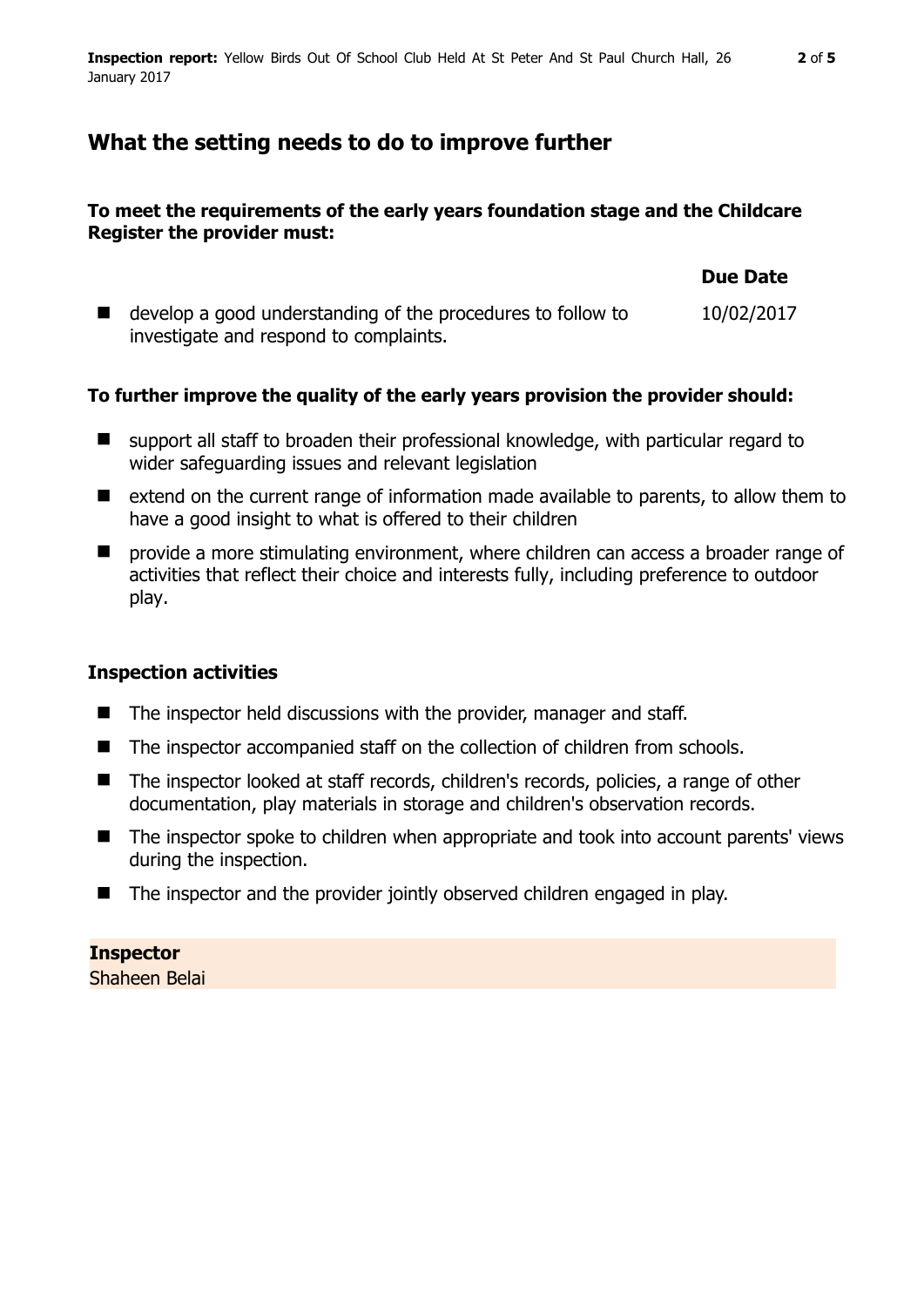## What the setting needs to do to improve further

**To meet the requirements of the early years foundation stage and the Childcare Register the provider must:**

| | Due Date |
|---|---|
| develop a good understanding of the procedures to follow to investigate and respond to complaints. | 10/02/2017 |

**To further improve the quality of the early years provision the provider should:**

- support all staff to broaden their professional knowledge, with particular regard to wider safeguarding issues and relevant legislation
- extend on the current range of information made available to parents, to allow them to have a good insight to what is offered to their children
- provide a more stimulating environment, where children can access a broader range of activities that reflect their choice and interests fully, including preference to outdoor play.

### Inspection activities

- The inspector held discussions with the provider, manager and staff.
- The inspector accompanied staff on the collection of children from schools.
- The inspector looked at staff records, children's records, policies, a range of other documentation, play materials in storage and children's observation records.
- The inspector spoke to children when appropriate and took into account parents' views during the inspection.
- The inspector and the provider jointly observed children engaged in play.

**Inspector**
Shaheen Belai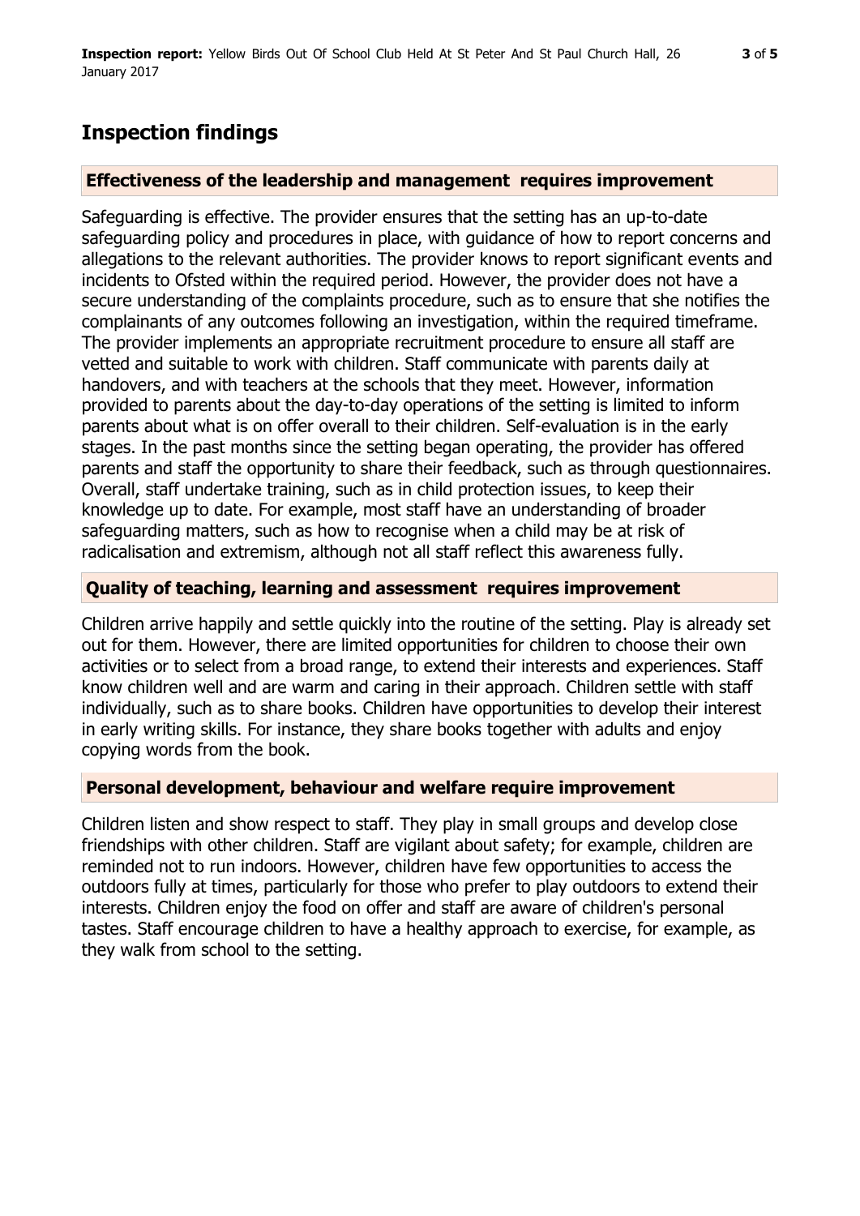## Inspection findings

### Effectiveness of the leadership and management requires improvement

Safeguarding is effective. The provider ensures that the setting has an up-to-date safeguarding policy and procedures in place, with guidance of how to report concerns and allegations to the relevant authorities. The provider knows to report significant events and incidents to Ofsted within the required period. However, the provider does not have a secure understanding of the complaints procedure, such as to ensure that she notifies the complainants of any outcomes following an investigation, within the required timeframe. The provider implements an appropriate recruitment procedure to ensure all staff are vetted and suitable to work with children. Staff communicate with parents daily at handovers, and with teachers at the schools that they meet. However, information provided to parents about the day-to-day operations of the setting is limited to inform parents about what is on offer overall to their children. Self-evaluation is in the early stages. In the past months since the setting began operating, the provider has offered parents and staff the opportunity to share their feedback, such as through questionnaires. Overall, staff undertake training, such as in child protection issues, to keep their knowledge up to date. For example, most staff have an understanding of broader safeguarding matters, such as how to recognise when a child may be at risk of radicalisation and extremism, although not all staff reflect this awareness fully.

### Quality of teaching, learning and assessment requires improvement

Children arrive happily and settle quickly into the routine of the setting. Play is already set out for them. However, there are limited opportunities for children to choose their own activities or to select from a broad range, to extend their interests and experiences. Staff know children well and are warm and caring in their approach. Children settle with staff individually, such as to share books. Children have opportunities to develop their interest in early writing skills. For instance, they share books together with adults and enjoy copying words from the book.

### Personal development, behaviour and welfare require improvement

Children listen and show respect to staff. They play in small groups and develop close friendships with other children. Staff are vigilant about safety; for example, children are reminded not to run indoors. However, children have few opportunities to access the outdoors fully at times, particularly for those who prefer to play outdoors to extend their interests. Children enjoy the food on offer and staff are aware of children's personal tastes. Staff encourage children to have a healthy approach to exercise, for example, as they walk from school to the setting.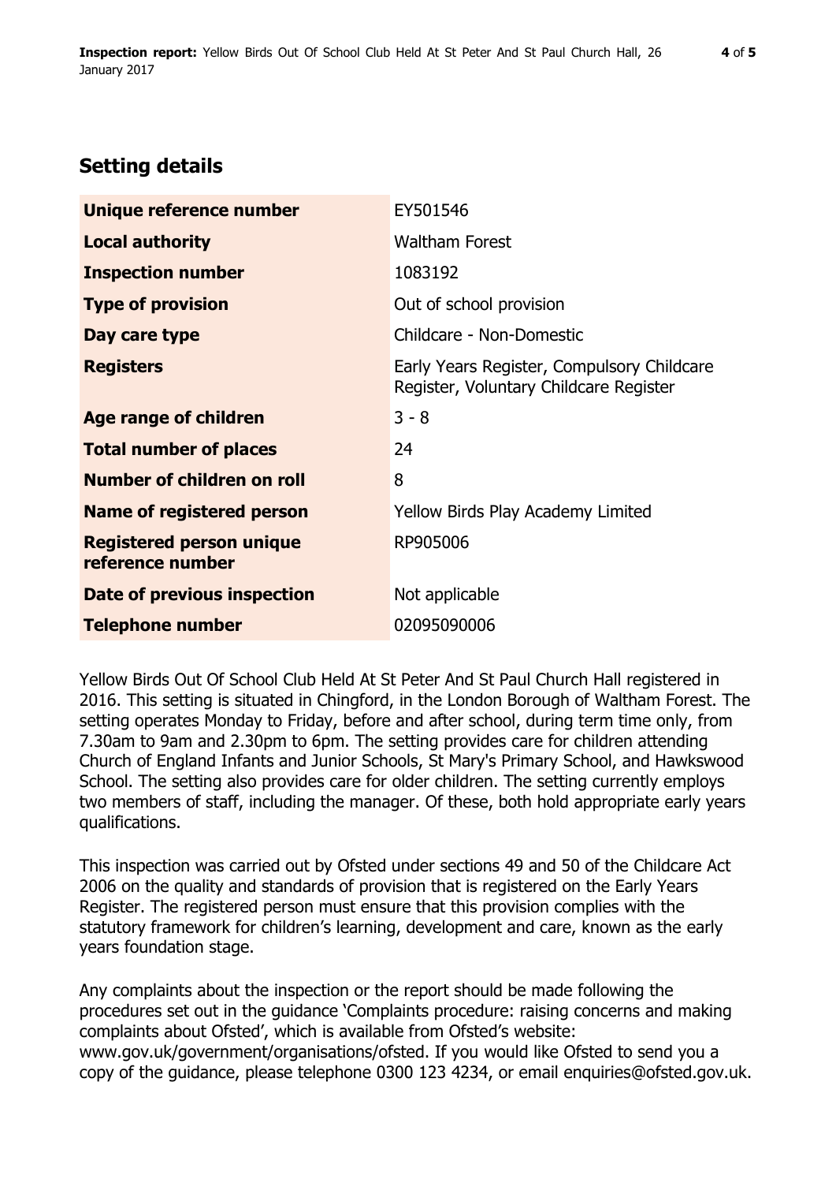## Setting details

| | |
|---|---|
| **Unique reference number** | EY501546 |
| **Local authority** | Waltham Forest |
| **Inspection number** | 1083192 |
| **Type of provision** | Out of school provision |
| **Day care type** | Childcare - Non-Domestic |
| **Registers** | Early Years Register, Compulsory Childcare Register, Voluntary Childcare Register |
| **Age range of children** | 3 - 8 |
| **Total number of places** | 24 |
| **Number of children on roll** | 8 |
| **Name of registered person** | Yellow Birds Play Academy Limited |
| **Registered person unique reference number** | RP905006 |
| **Date of previous inspection** | Not applicable |
| **Telephone number** | 02095090006 |

Yellow Birds Out Of School Club Held At St Peter And St Paul Church Hall registered in 2016. This setting is situated in Chingford, in the London Borough of Waltham Forest. The setting operates Monday to Friday, before and after school, during term time only, from 7.30am to 9am and 2.30pm to 6pm. The setting provides care for children attending Church of England Infants and Junior Schools, St Mary's Primary School, and Hawkswood School. The setting also provides care for older children. The setting currently employs two members of staff, including the manager. Of these, both hold appropriate early years qualifications.

This inspection was carried out by Ofsted under sections 49 and 50 of the Childcare Act 2006 on the quality and standards of provision that is registered on the Early Years Register. The registered person must ensure that this provision complies with the statutory framework for children's learning, development and care, known as the early years foundation stage.

Any complaints about the inspection or the report should be made following the procedures set out in the guidance 'Complaints procedure: raising concerns and making complaints about Ofsted', which is available from Ofsted's website: www.gov.uk/government/organisations/ofsted. If you would like Ofsted to send you a copy of the guidance, please telephone 0300 123 4234, or email enquiries@ofsted.gov.uk.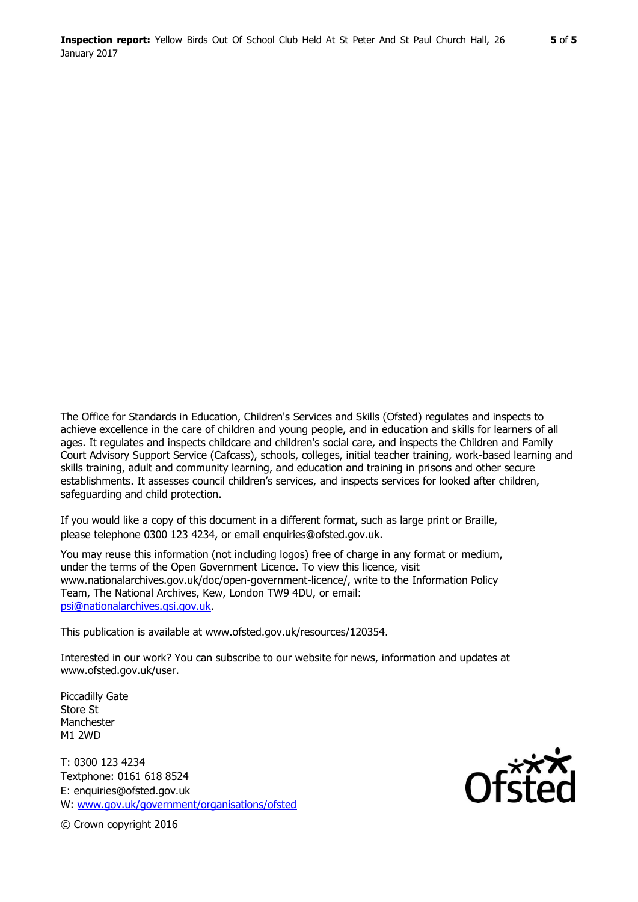The Office for Standards in Education, Children's Services and Skills (Ofsted) regulates and inspects to achieve excellence in the care of children and young people, and in education and skills for learners of all ages. It regulates and inspects childcare and children's social care, and inspects the Children and Family Court Advisory Support Service (Cafcass), schools, colleges, initial teacher training, work-based learning and skills training, adult and community learning, and education and training in prisons and other secure establishments. It assesses council children's services, and inspects services for looked after children, safeguarding and child protection.

If you would like a copy of this document in a different format, such as large print or Braille, please telephone 0300 123 4234, or email enquiries@ofsted.gov.uk.

You may reuse this information (not including logos) free of charge in any format or medium, under the terms of the Open Government Licence. To view this licence, visit www.nationalarchives.gov.uk/doc/open-government-licence/, write to the Information Policy Team, The National Archives, Kew, London TW9 4DU, or email: psi@nationalarchives.gsi.gov.uk.

This publication is available at www.ofsted.gov.uk/resources/120354.

Interested in our work? You can subscribe to our website for news, information and updates at www.ofsted.gov.uk/user.

Piccadilly Gate
Store St
Manchester
M1 2WD

T: 0300 123 4234
Textphone: 0161 618 8524
E: enquiries@ofsted.gov.uk
W: www.gov.uk/government/organisations/ofsted

© Crown copyright 2016